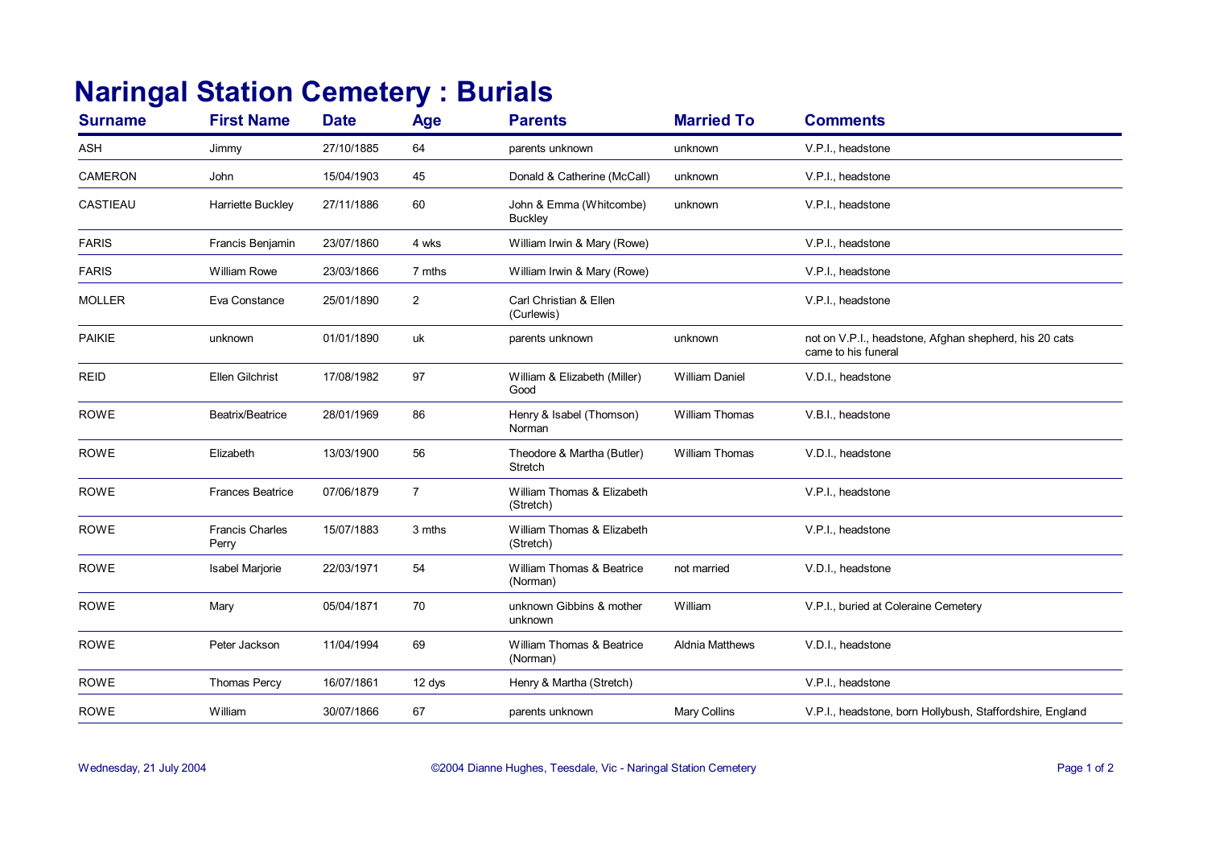# Naringal Station Cemetery : Burials

| Surname | First Name | Date | Age | Parents | Married To | Comments |
|---|---|---|---|---|---|---|
| ASH | Jimmy | 27/10/1885 | 64 | parents unknown | unknown | V.P.I., headstone |
| CAMERON | John | 15/04/1903 | 45 | Donald & Catherine (McCall) | unknown | V.P.I., headstone |
| CASTIEAU | Harriette Buckley | 27/11/1886 | 60 | John & Emma (Whitcombe) Buckley | unknown | V.P.I., headstone |
| FARIS | Francis Benjamin | 23/07/1860 | 4 wks | William Irwin & Mary (Rowe) | | V.P.I., headstone |
| FARIS | William Rowe | 23/03/1866 | 7 mths | William Irwin & Mary (Rowe) | | V.P.I., headstone |
| MOLLER | Eva Constance | 25/01/1890 | 2 | Carl Christian & Ellen (Curlewis) | | V.P.I., headstone |
| PAIKIE | unknown | 01/01/1890 | uk | parents unknown | unknown | not on V.P.I., headstone, Afghan shepherd, his 20 cats came to his funeral |
| REID | Ellen Gilchrist | 17/08/1982 | 97 | William & Elizabeth (Miller) Good | William Daniel | V.D.I., headstone |
| ROWE | Beatrix/Beatrice | 28/01/1969 | 86 | Henry & Isabel (Thomson) Norman | William Thomas | V.B.I., headstone |
| ROWE | Elizabeth | 13/03/1900 | 56 | Theodore & Martha (Butler) Stretch | William Thomas | V.D.I., headstone |
| ROWE | Frances Beatrice | 07/06/1879 | 7 | William Thomas & Elizabeth (Stretch) | | V.P.I., headstone |
| ROWE | Francis Charles Perry | 15/07/1883 | 3 mths | William Thomas & Elizabeth (Stretch) | | V.P.I., headstone |
| ROWE | Isabel Marjorie | 22/03/1971 | 54 | William Thomas & Beatrice (Norman) | not married | V.D.I., headstone |
| ROWE | Mary | 05/04/1871 | 70 | unknown Gibbins & mother unknown | William | V.P.I., buried at Coleraine Cemetery |
| ROWE | Peter Jackson | 11/04/1994 | 69 | William Thomas & Beatrice (Norman) | Aldnia Matthews | V.D.I., headstone |
| ROWE | Thomas Percy | 16/07/1861 | 12 dys | Henry & Martha (Stretch) | | V.P.I., headstone |
| ROWE | William | 30/07/1866 | 67 | parents unknown | Mary Collins | V.P.I., headstone, born Hollybush, Staffordshire, England |

Wednesday, 21 July 2004 ©2004 Dianne Hughes, Teesdale, Vic - Naringal Station Cemetery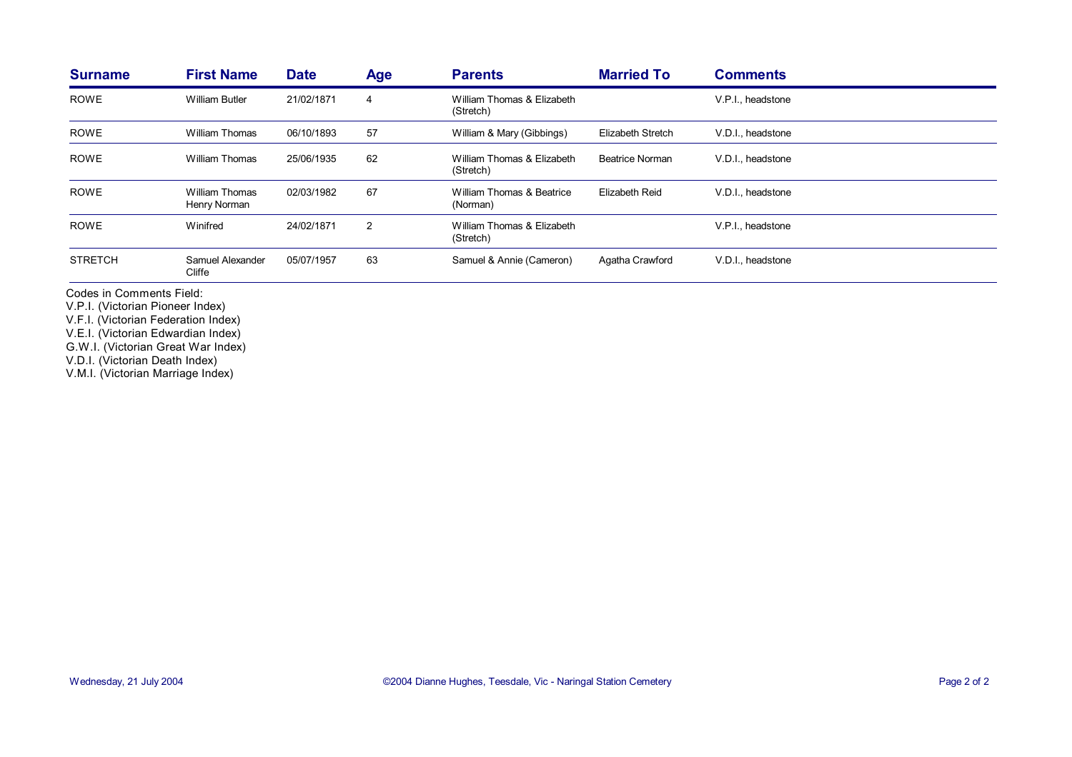| Surname | First Name | Date | Age | Parents | Married To | Comments |
|---|---|---|---|---|---|---|
| ROWE | William Butler | 21/02/1871 | 4 | William Thomas & Elizabeth (Stretch) | | V.P.I., headstone |
| ROWE | William Thomas | 06/10/1893 | 57 | William & Mary (Gibbings) | Elizabeth Stretch | V.D.I., headstone |
| ROWE | William Thomas | 25/06/1935 | 62 | William Thomas & Elizabeth (Stretch) | Beatrice Norman | V.D.I., headstone |
| ROWE | William Thomas Henry Norman | 02/03/1982 | 67 | William Thomas & Beatrice (Norman) | Elizabeth Reid | V.D.I., headstone |
| ROWE | Winifred | 24/02/1871 | 2 | William Thomas & Elizabeth (Stretch) | | V.P.I., headstone |
| STRETCH | Samuel Alexander Cliffe | 05/07/1957 | 63 | Samuel & Annie (Cameron) | Agatha Crawford | V.D.I., headstone |

Codes in Comments Field:
V.P.I. (Victorian Pioneer Index)
V.F.I. (Victorian Federation Index)
V.E.I. (Victorian Edwardian Index)
G.W.I. (Victorian Great War Index)
V.D.I. (Victorian Death Index)
V.M.I. (Victorian Marriage Index)